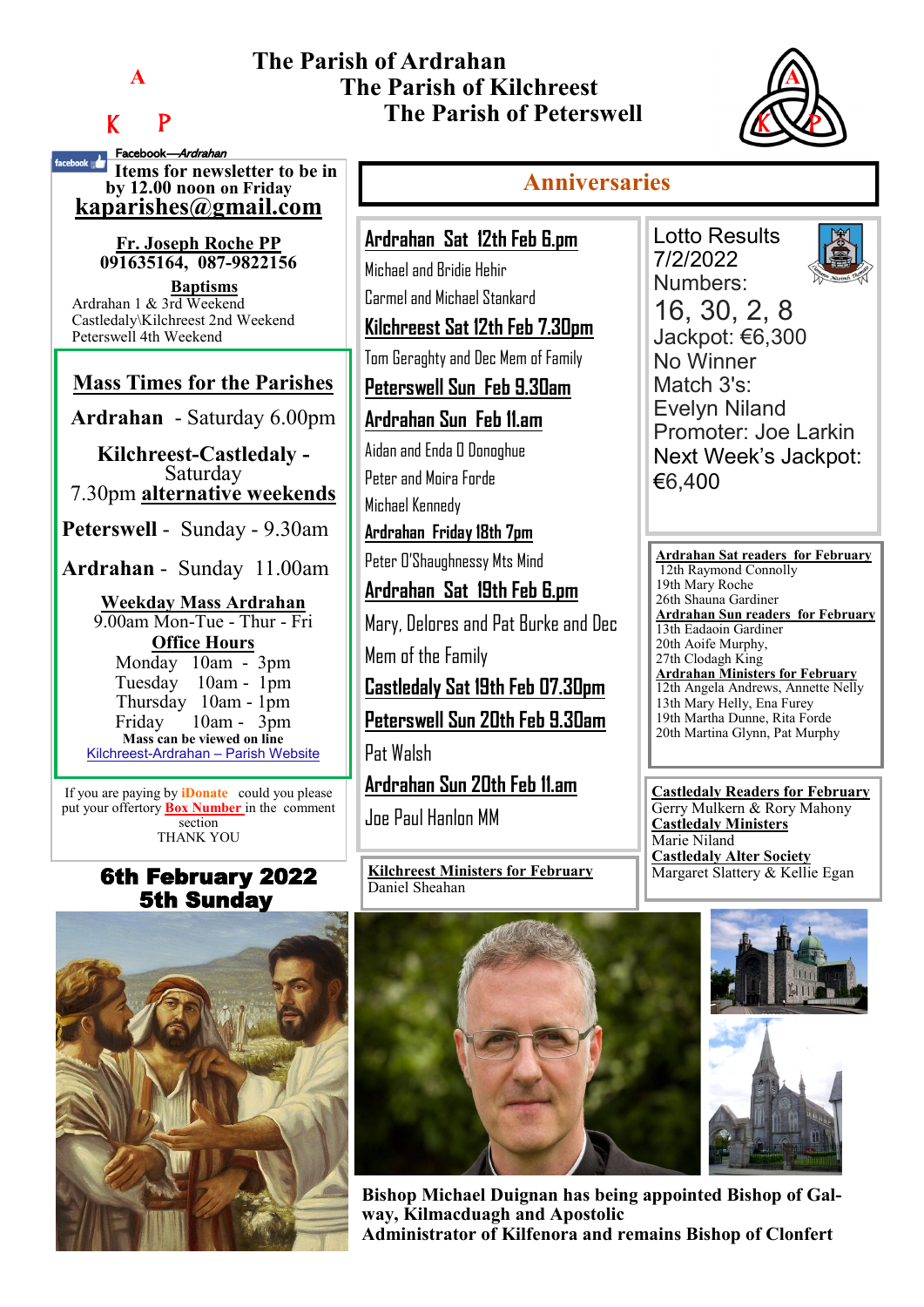# The Parish of Ardrahan
# The Parish of Kilchreest
# The Parish of Peterswell

Facebook—*Ardrahan*

**Items for newsletter to be in by 12.00 noon on Friday**

**kaparishes@gmail.com**

**Fr. Joseph Roche PP**
**091635164, 087-9822156**

**Baptisms**
Ardrahan 1 & 3rd Weekend
Castledaly\Kilchreest 2nd Weekend
Peterswell 4th Weekend

## Mass Times for the Parishes

**Ardrahan** - Saturday 6.00pm

**Kilchreest-Castledaly** - Saturday 7.30pm **alternative weekends**

**Peterswell** - Sunday - 9.30am

**Ardrahan** - Sunday 11.00am

**Weekday Mass Ardrahan**
9.00am Mon-Tue - Thur - Fri

**Office Hours**
Monday 10am - 3pm
Tuesday 10am - 1pm
Thursday 10am - 1pm
Friday 10am - 3pm

**Mass can be viewed on line**
Kilchreest-Ardrahan – Parish Website

If you are paying by **iDonate** could you please put your offertory **Box Number** in the comment section
THANK YOU

## 6th February 2022
## 5th Sunday

## Anniversaries

**Ardrahan Sat 12th Feb 6.pm**
Michael and Bridie Hehir
Carmel and Michael Stankard

**Kilchreest Sat 12th Feb 7.30pm**
Tom Geraghty and Dec Mem of Family

**Peterswell Sun Feb 9.30am**

**Ardrahan Sun Feb 11.am**
Aidan and Enda O Donoghue
Peter and Moira Forde
Michael Kennedy

**Ardrahan Friday 18th 7pm**
Peter O'Shaughnessy Mts Mind

**Ardrahan Sat 19th Feb 6.pm**
Mary, Delores and Pat Burke and Dec Mem of the Family

**Castledaly Sat 19th Feb 07.30pm**

**Peterswell Sun 20th Feb 9.30am**
Pat Walsh

**Ardrahan Sun 20th Feb 11.am**
Joe Paul Hanlon MM

**Kilchreest Ministers for February**
Daniel Sheahan

Lotto Results 7/2/2022
Numbers:
16, 30, 2, 8
Jackpot: €6,300
No Winner
Match 3's:
Evelyn Niland
Promoter: Joe Larkin
Next Week's Jackpot: €6,400

**Ardrahan Sat readers for February**
12th Raymond Connolly
19th Mary Roche
26th Shauna Gardiner

**Ardrahan Sun readers for February**
13th Eadaoin Gardiner
20th Aoife Murphy,
27th Clodagh King

**Ardrahan Ministers for February**
12th Angela Andrews, Annette Nelly
13th Mary Helly, Ena Furey
19th Martha Dunne, Rita Forde
20th Martina Glynn, Pat Murphy

**Castledaly Readers for February**
Gerry Mulkern & Rory Mahony

**Castledaly Ministers**
Marie Niland

**Castledaly Alter Society**
Margaret Slattery & Kellie Egan

**Bishop Michael Duignan has being appointed Bishop of Galway, Kilmacduagh and Apostolic Administrator of Kilfenora and remains Bishop of Clonfert**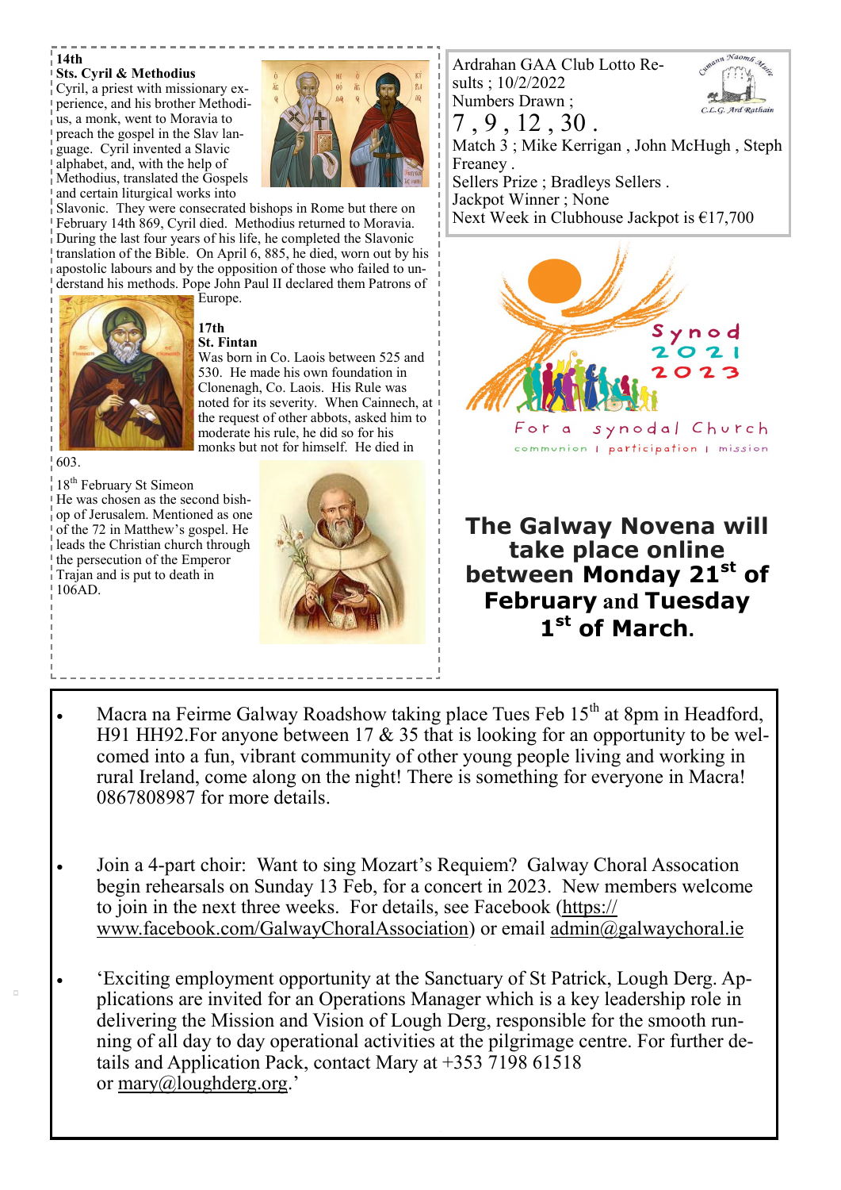**14th**
**Sts. Cyril & Methodius**
Cyril, a priest with missionary experience, and his brother Methodius, a monk, went to Moravia to preach the gospel in the Slav language. Cyril invented a Slavic alphabet, and, with the help of Methodius, translated the Gospels and certain liturgical works into Slavonic. They were consecrated bishops in Rome but there on February 14th 869, Cyril died. Methodius returned to Moravia. During the last four years of his life, he completed the Slavonic translation of the Bible. On April 6, 885, he died, worn out by his apostolic labours and by the opposition of those who failed to understand his methods. Pope John Paul II declared them Patrons of Europe.

**17th**
**St. Fintan**
Was born in Co. Laois between 525 and 530. He made his own foundation in Clonenagh, Co. Laois. His Rule was noted for its severity. When Cainnech, at the request of other abbots, asked him to moderate his rule, he did so for his monks but not for himself. He died in 603.

18th February St Simeon
He was chosen as the second bishop of Jerusalem. Mentioned as one of the 72 in Matthew's gospel. He leads the Christian church through the persecution of the Emperor Trajan and is put to death in 106AD.

Ardrahan GAA Club Lotto Results ; 10/2/2022
Numbers Drawn ;
7 , 9 , 12 , 30 .
Match 3 ; Mike Kerrigan , John McHugh , Steph Freaney .
Sellers Prize ; Bradleys Sellers .
Jackpot Winner ; None
Next Week in Clubhouse Jackpot is €17,700

Synod 2021 2023
For a synodal Church
communion | participation | mission

**The Galway Novena will take place online between Monday 21st of February and Tuesday 1st of March.**

- Macra na Feirme Galway Roadshow taking place Tues Feb 15th at 8pm in Headford, H91 HH92.For anyone between 17 & 35 that is looking for an opportunity to be welcomed into a fun, vibrant community of other young people living and working in rural Ireland, come along on the night! There is something for everyone in Macra! 0867808987 for more details.

- Join a 4-part choir: Want to sing Mozart's Requiem? Galway Choral Assocation begin rehearsals on Sunday 13 Feb, for a concert in 2023. New members welcome to join in the next three weeks. For details, see Facebook (https://www.facebook.com/GalwayChoralAssociation) or email admin@galwaychoral.ie

- 'Exciting employment opportunity at the Sanctuary of St Patrick, Lough Derg. Applications are invited for an Operations Manager which is a key leadership role in delivering the Mission and Vision of Lough Derg, responsible for the smooth running of all day to day operational activities at the pilgrimage centre. For further details and Application Pack, contact Mary at +353 7198 61518 or mary@loughderg.org.'